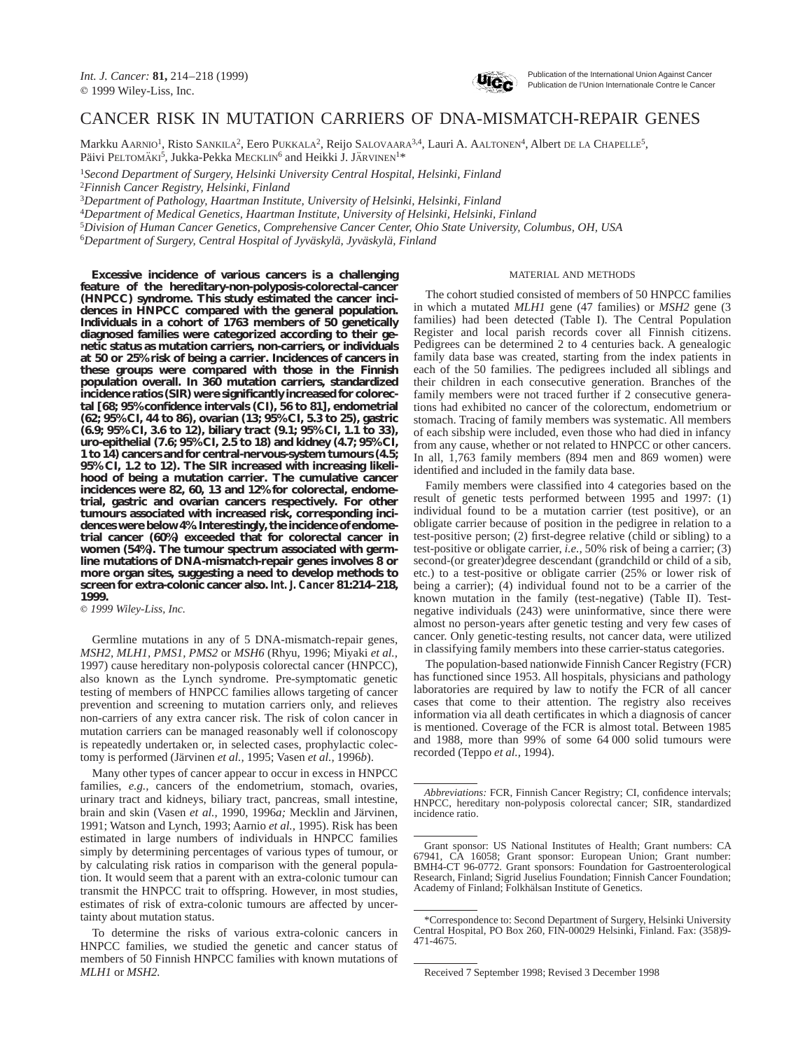# CANCER RISK IN MUTATION CARRIERS OF DNA-MISMATCH-REPAIR GENES

Markku AARNIO[1], Risto SANKILA[2], Eero PUKKALA[2], Reijo SALOVAARA[3,4], Lauri A. AALTONEN[4], Albert DE LA CHAPELLE[5], Päivi PELTOMÄKI[5], Jukka-Pekka MECKLIN[6] and Heikki J. JÄRVINEN[1]*

[1]*Second Department of Surgery, Helsinki University Central Hospital, Helsinki, Finland*
[2]*Finnish Cancer Registry, Helsinki, Finland*
[3]*Department of Pathology, Haartman Institute, University of Helsinki, Helsinki, Finland*
[4]*Department of Medical Genetics, Haartman Institute, University of Helsinki, Helsinki, Finland*
[5]*Division of Human Cancer Genetics, Comprehensive Cancer Center, Ohio State University, Columbus, OH, USA*
[6]*Department of Surgery, Central Hospital of Jyväskylä, Jyväskylä, Finland*

**Excessive incidence of various cancers is a challenging feature of the hereditary-non-polyposis-colorectal-cancer (HNPCC) syndrome. This study estimated the cancer incidences in HNPCC compared with the general population. Individuals in a cohort of 1763 members of 50 genetically diagnosed families were categorized according to their genetic status as mutation carriers, non-carriers, or individuals at 50 or 25% risk of being a carrier. Incidences of cancers in these groups were compared with those in the Finnish population overall. In 360 mutation carriers, standardized incidence ratios (SIR) were significantly increased for colorectal [68; 95% confidence intervals (CI), 56 to 81], endometrial (62; 95% CI, 44 to 86), ovarian (13; 95% CI, 5.3 to 25), gastric (6.9; 95% CI, 3.6 to 12), biliary tract (9.1; 95% CI, 1.1 to 33), uro-epithelial (7.6; 95% CI, 2.5 to 18) and kidney (4.7; 95% CI, 1 to 14) cancers and for central-nervous-system tumours (4.5; 95% CI, 1.2 to 12). The SIR increased with increasing likelihood of being a mutation carrier. The cumulative cancer incidences were 82, 60, 13 and 12% for colorectal, endometrial, gastric and ovarian cancers respectively. For other tumours associated with increased risk, corresponding incidences were below 4%. Interestingly, the incidence of endometrial cancer (60%) exceeded that for colorectal cancer in women (54%). The tumour spectrum associated with germline mutations of DNA-mismatch-repair genes involves 8 or more organ sites, suggesting a need to develop methods to screen for extra-colonic cancer also.** *Int. J. Cancer* **81:214–218, 1999.**
*© 1999 Wiley-Liss, Inc.*

Germline mutations in any of 5 DNA-mismatch-repair genes, *MSH2, MLH1, PMS1, PMS2* or *MSH6* (Rhyu, 1996; Miyaki *et al.,* 1997) cause hereditary non-polyposis colorectal cancer (HNPCC), also known as the Lynch syndrome. Pre-symptomatic genetic testing of members of HNPCC families allows targeting of cancer prevention and screening to mutation carriers only, and relieves non-carriers of any extra cancer risk. The risk of colon cancer in mutation carriers can be managed reasonably well if colonoscopy is repeatedly undertaken or, in selected cases, prophylactic colectomy is performed (Järvinen *et al.,* 1995; Vasen *et al.,* 1996*b*).

Many other types of cancer appear to occur in excess in HNPCC families, *e.g.,* cancers of the endometrium, stomach, ovaries, urinary tract and kidneys, biliary tract, pancreas, small intestine, brain and skin (Vasen *et al.,* 1990, 1996*a;* Mecklin and Järvinen, 1991; Watson and Lynch, 1993; Aarnio *et al.,* 1995). Risk has been estimated in large numbers of individuals in HNPCC families simply by determining percentages of various types of tumour, or by calculating risk ratios in comparison with the general population. It would seem that a parent with an extra-colonic tumour can transmit the HNPCC trait to offspring. However, in most studies, estimates of risk of extra-colonic tumours are affected by uncertainty about mutation status.

To determine the risks of various extra-colonic cancers in HNPCC families, we studied the genetic and cancer status of members of 50 Finnish HNPCC families with known mutations of *MLH1* or *MSH2.*

## MATERIAL AND METHODS

The cohort studied consisted of members of 50 HNPCC families in which a mutated *MLH1* gene (47 families) or *MSH2* gene (3 families) had been detected (Table I). The Central Population Register and local parish records cover all Finnish citizens. Pedigrees can be determined 2 to 4 centuries back. A genealogic family data base was created, starting from the index patients in each of the 50 families. The pedigrees included all siblings and their children in each consecutive generation. Branches of the family members were not traced further if 2 consecutive generations had exhibited no cancer of the colorectum, endometrium or stomach. Tracing of family members was systematic. All members of each sibship were included, even those who had died in infancy from any cause, whether or not related to HNPCC or other cancers. In all, 1,763 family members (894 men and 869 women) were identified and included in the family data base.

Family members were classified into 4 categories based on the result of genetic tests performed between 1995 and 1997: (1) individual found to be a mutation carrier (test positive), or an obligate carrier because of position in the pedigree in relation to a test-positive person; (2) first-degree relative (child or sibling) to a test-positive or obligate carrier, *i.e.,* 50% risk of being a carrier; (3) second-(or greater)degree descendant (grandchild or child of a sib, etc.) to a test-positive or obligate carrier (25% or lower risk of being a carrier); (4) individual found not to be a carrier of the known mutation in the family (test-negative) (Table II). Test-negative individuals (243) were uninformative, since there were almost no person-years after genetic testing and very few cases of cancer. Only genetic-testing results, not cancer data, were utilized in classifying family members into these carrier-status categories.

The population-based nationwide Finnish Cancer Registry (FCR) has functioned since 1953. All hospitals, physicians and pathology laboratories are required by law to notify the FCR of all cancer cases that come to their attention. The registry also receives information via all death certificates in which a diagnosis of cancer is mentioned. Coverage of the FCR is almost total. Between 1985 and 1988, more than 99% of some 64 000 solid tumours were recorded (Teppo *et al.,* 1994).

---

*Abbreviations:* FCR, Finnish Cancer Registry; CI, confidence intervals; HNPCC, hereditary non-polyposis colorectal cancer; SIR, standardized incidence ratio.

Grant sponsor: US National Institutes of Health; Grant numbers: CA 67941, CA 16058; Grant sponsor: European Union; Grant number: BMH4-CT 96-0772. Grant sponsors: Foundation for Gastroenterological Research, Finland; Sigrid Juselius Foundation; Finnish Cancer Foundation; Academy of Finland; Folkhälsan Institute of Genetics.

*Correspondence to: Second Department of Surgery, Helsinki University Central Hospital, PO Box 260, FIN-00029 Helsinki, Finland. Fax: (358)9-471-4675.

Received 7 September 1998; Revised 3 December 1998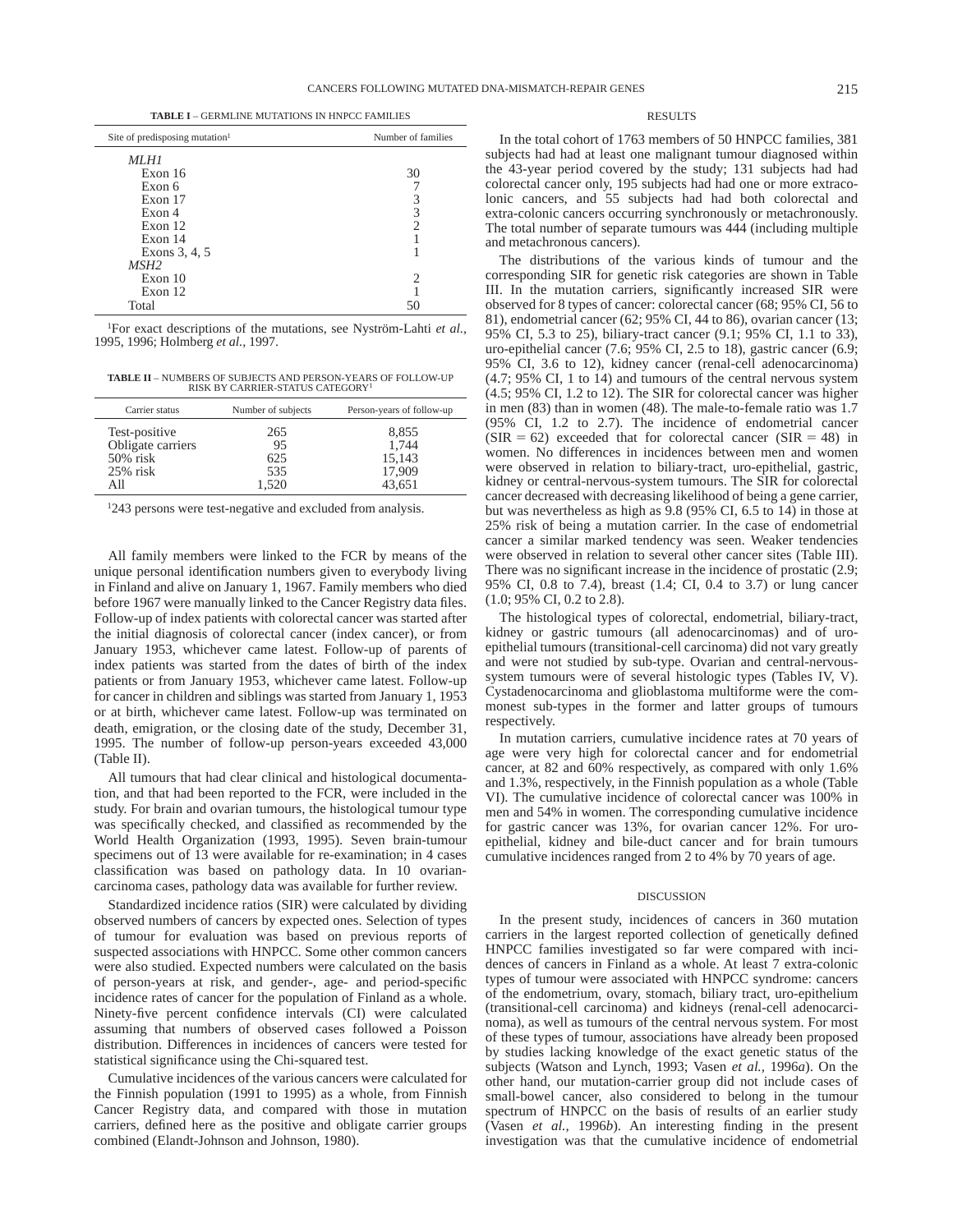**TABLE I** – GERMLINE MUTATIONS IN HNPCC FAMILIES

| Site of predisposing mutation[1] | Number of families |
|---|---|
| *MLH1* | |
| Exon 16 | 30 |
| Exon 6 | 7 |
| Exon 17 | 3 |
| Exon 4 | 3 |
| Exon 12 | 2 |
| Exon 14 | 1 |
| Exons 3, 4, 5 | 1 |
| *MSH2* | |
| Exon 10 | 2 |
| Exon 12 | 1 |
| Total | 50 |

[1]For exact descriptions of the mutations, see Nyström-Lahti *et al.*, 1995, 1996; Holmberg *et al.*, 1997.

**TABLE II** – NUMBERS OF SUBJECTS AND PERSON-YEARS OF FOLLOW-UP RISK BY CARRIER-STATUS CATEGORY[1]

| Carrier status | Number of subjects | Person-years of follow-up |
|---|---|---|
| Test-positive | 265 | 8,855 |
| Obligate carriers | 95 | 1,744 |
| 50% risk | 625 | 15,143 |
| 25% risk | 535 | 17,909 |
| All | 1,520 | 43,651 |

[1]243 persons were test-negative and excluded from analysis.

All family members were linked to the FCR by means of the unique personal identification numbers given to everybody living in Finland and alive on January 1, 1967. Family members who died before 1967 were manually linked to the Cancer Registry data files. Follow-up of index patients with colorectal cancer was started after the initial diagnosis of colorectal cancer (index cancer), or from January 1953, whichever came latest. Follow-up of parents of index patients was started from the dates of birth of the index patients or from January 1953, whichever came latest. Follow-up for cancer in children and siblings was started from January 1, 1953 or at birth, whichever came latest. Follow-up was terminated on death, emigration, or the closing date of the study, December 31, 1995. The number of follow-up person-years exceeded 43,000 (Table II).

All tumours that had clear clinical and histological documentation, and that had been reported to the FCR, were included in the study. For brain and ovarian tumours, the histological tumour type was specifically checked, and classified as recommended by the World Health Organization (1993, 1995). Seven brain-tumour specimens out of 13 were available for re-examination; in 4 cases classification was based on pathology data. In 10 ovarian-carcinoma cases, pathology data was available for further review.

Standardized incidence ratios (SIR) were calculated by dividing observed numbers of cancers by expected ones. Selection of types of tumour for evaluation was based on previous reports of suspected associations with HNPCC. Some other common cancers were also studied. Expected numbers were calculated on the basis of person-years at risk, and gender-, age- and period-specific incidence rates of cancer for the population of Finland as a whole. Ninety-five percent confidence intervals (CI) were calculated assuming that numbers of observed cases followed a Poisson distribution. Differences in incidences of cancers were tested for statistical significance using the Chi-squared test.

Cumulative incidences of the various cancers were calculated for the Finnish population (1991 to 1995) as a whole, from Finnish Cancer Registry data, and compared with those in mutation carriers, defined here as the positive and obligate carrier groups combined (Elandt-Johnson and Johnson, 1980).

## RESULTS

In the total cohort of 1763 members of 50 HNPCC families, 381 subjects had had at least one malignant tumour diagnosed within the 43-year period covered by the study; 131 subjects had had colorectal cancer only, 195 subjects had had one or more extracolonic cancers, and 55 subjects had had both colorectal and extra-colonic cancers occurring synchronously or metachronously. The total number of separate tumours was 444 (including multiple and metachronous cancers).

The distributions of the various kinds of tumour and the corresponding SIR for genetic risk categories are shown in Table III. In the mutation carriers, significantly increased SIR were observed for 8 types of cancer: colorectal cancer (68; 95% CI, 56 to 81), endometrial cancer (62; 95% CI, 44 to 86), ovarian cancer (13; 95% CI, 5.3 to 25), biliary-tract cancer (9.1; 95% CI, 1.1 to 33), uro-epithelial cancer (7.6; 95% CI, 2.5 to 18), gastric cancer (6.9; 95% CI, 3.6 to 12), kidney cancer (renal-cell adenocarcinoma) (4.7; 95% CI, 1 to 14) and tumours of the central nervous system (4.5; 95% CI, 1.2 to 12). The SIR for colorectal cancer was higher in men (83) than in women (48). The male-to-female ratio was 1.7 (95% CI, 1.2 to 2.7). The incidence of endometrial cancer (SIR = 62) exceeded that for colorectal cancer (SIR = 48) in women. No differences in incidences between men and women were observed in relation to biliary-tract, uro-epithelial, gastric, kidney or central-nervous-system tumours. The SIR for colorectal cancer decreased with decreasing likelihood of being a gene carrier, but was nevertheless as high as 9.8 (95% CI, 6.5 to 14) in those at 25% risk of being a mutation carrier. In the case of endometrial cancer a similar marked tendency was seen. Weaker tendencies were observed in relation to several other cancer sites (Table III). There was no significant increase in the incidence of prostatic (2.9; 95% CI, 0.8 to 7.4), breast (1.4; CI, 0.4 to 3.7) or lung cancer (1.0; 95% CI, 0.2 to 2.8).

The histological types of colorectal, endometrial, biliary-tract, kidney or gastric tumours (all adenocarcinomas) and of uro-epithelial tumours (transitional-cell carcinoma) did not vary greatly and were not studied by sub-type. Ovarian and central-nervous-system tumours were of several histologic types (Tables IV, V). Cystadenocarcinoma and glioblastoma multiforme were the commonest sub-types in the former and latter groups of tumours respectively.

In mutation carriers, cumulative incidence rates at 70 years of age were very high for colorectal cancer and for endometrial cancer, at 82 and 60% respectively, as compared with only 1.6% and 1.3%, respectively, in the Finnish population as a whole (Table VI). The cumulative incidence of colorectal cancer was 100% in men and 54% in women. The corresponding cumulative incidence for gastric cancer was 13%, for ovarian cancer 12%. For uro-epithelial, kidney and bile-duct cancer and for brain tumours cumulative incidences ranged from 2 to 4% by 70 years of age.

## DISCUSSION

In the present study, incidences of cancers in 360 mutation carriers in the largest reported collection of genetically defined HNPCC families investigated so far were compared with incidences of cancers in Finland as a whole. At least 7 extra-colonic types of tumour were associated with HNPCC syndrome: cancers of the endometrium, ovary, stomach, biliary tract, uro-epithelium (transitional-cell carcinoma) and kidneys (renal-cell adenocarcinoma), as well as tumours of the central nervous system. For most of these types of tumour, associations have already been proposed by studies lacking knowledge of the exact genetic status of the subjects (Watson and Lynch, 1993; Vasen *et al.*, 1996*a*). On the other hand, our mutation-carrier group did not include cases of small-bowel cancer, also considered to belong in the tumour spectrum of HNPCC on the basis of results of an earlier study (Vasen *et al.*, 1996*b*). An interesting finding in the present investigation was that the cumulative incidence of endometrial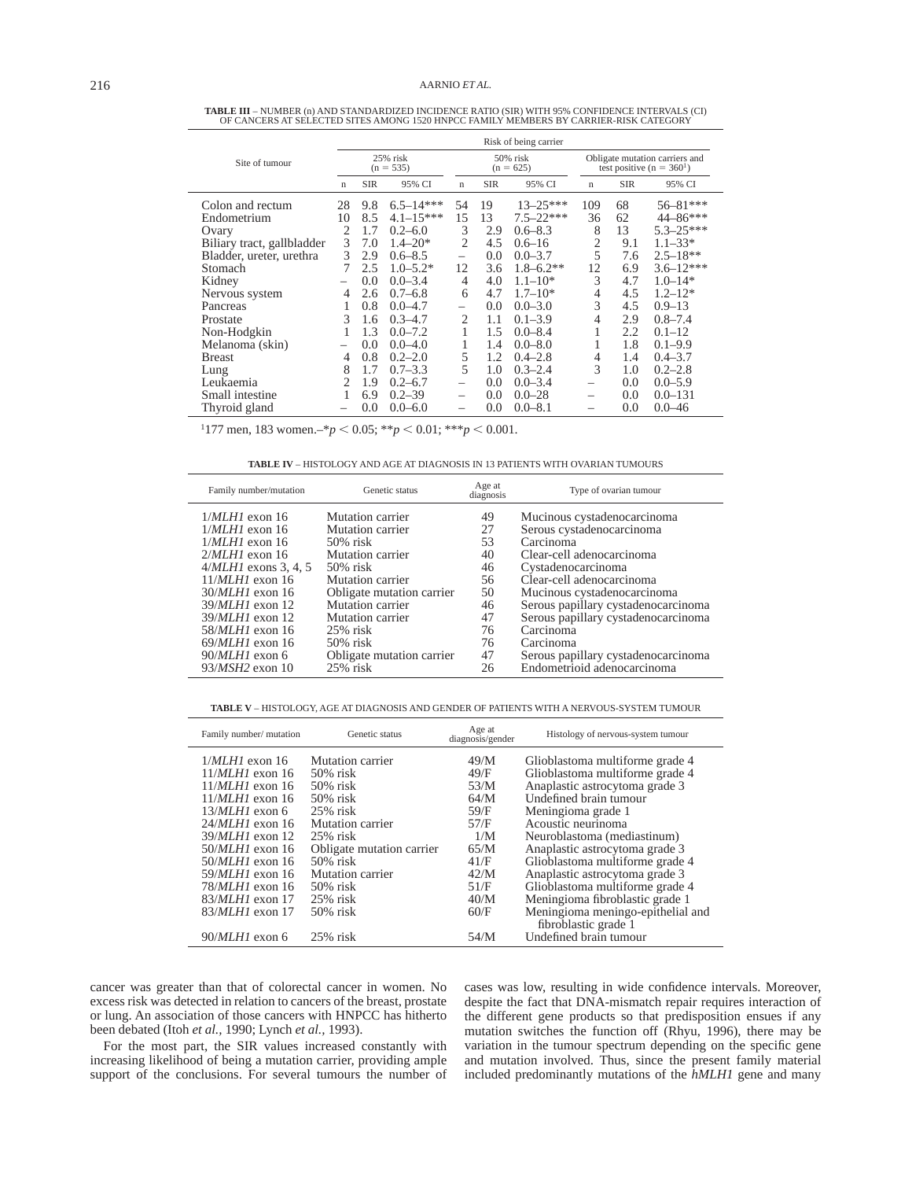**TABLE III** – NUMBER (n) AND STANDARDIZED INCIDENCE RATIO (SIR) WITH 95% CONFIDENCE INTERVALS (CI) OF CANCERS AT SELECTED SITES AMONG 1520 HNPCC FAMILY MEMBERS BY CARRIER-RISK CATEGORY

| Site of tumour | Risk of being carrier | | | | | | | | |
|---|---|---|---|---|---|---|---|---|---|
| | 25% risk (n = 535) | | | 50% risk (n = 625) | | | Obligate mutation carriers and test positive (n = 360[1]) | | |
| | n | SIR | 95% CI | n | SIR | 95% CI | n | SIR | 95% CI |
| Colon and rectum | 28 | 9.8 | 6.5–14*** | 54 | 19 | 13–25*** | 109 | 68 | 56–81*** |
| Endometrium | 10 | 8.5 | 4.1–15*** | 15 | 13 | 7.5–22*** | 36 | 62 | 44–86*** |
| Ovary | 2 | 1.7 | 0.2–6.0 | 3 | 2.9 | 0.6–8.3 | 8 | 13 | 5.3–25*** |
| Biliary tract, gallbladder | 3 | 7.0 | 1.4–20* | 2 | 4.5 | 0.6–16 | 2 | 9.1 | 1.1–33* |
| Bladder, ureter, urethra | 3 | 2.9 | 0.6–8.5 | – | 0.0 | 0.0–3.7 | 5 | 7.6 | 2.5–18** |
| Stomach | 7 | 2.5 | 1.0–5.2* | 12 | 3.6 | 1.8–6.2** | 12 | 6.9 | 3.6–12*** |
| Kidney | – | 0.0 | 0.0–3.4 | 4 | 4.0 | 1.1–10* | 3 | 4.7 | 1.0–14* |
| Nervous system | 4 | 2.6 | 0.7–6.8 | 6 | 4.7 | 1.7–10* | 4 | 4.5 | 1.2–12* |
| Pancreas | 1 | 0.8 | 0.0–4.7 | – | 0.0 | 0.0–3.0 | 3 | 4.5 | 0.9–13 |
| Prostate | 3 | 1.6 | 0.3–4.7 | 2 | 1.1 | 0.1–3.9 | 4 | 2.9 | 0.8–7.4 |
| Non-Hodgkin | 1 | 1.3 | 0.0–7.2 | 1 | 1.5 | 0.0–8.4 | 1 | 2.2 | 0.1–12 |
| Melanoma (skin) | – | 0.0 | 0.0–4.0 | 1 | 1.4 | 0.0–8.0 | 1 | 1.8 | 0.1–9.9 |
| Breast | 4 | 0.8 | 0.2–2.0 | 5 | 1.2 | 0.4–2.8 | 4 | 1.4 | 0.4–3.7 |
| Lung | 8 | 1.7 | 0.7–3.3 | 5 | 1.0 | 0.3–2.4 | 3 | 1.0 | 0.2–2.8 |
| Leukaemia | 2 | 1.9 | 0.2–6.7 | – | 0.0 | 0.0–3.4 | – | 0.0 | 0.0–5.9 |
| Small intestine | 1 | 6.9 | 0.2–39 | – | 0.0 | 0.0–28 | – | 0.0 | 0.0–131 |
| Thyroid gland | – | 0.0 | 0.0–6.0 | – | 0.0 | 0.0–8.1 | – | 0.0 | 0.0–46 |

[1]177 men, 183 women.–*$p < 0.05$; **$p < 0.01$; ***$p < 0.001$.

**TABLE IV** – HISTOLOGY AND AGE AT DIAGNOSIS IN 13 PATIENTS WITH OVARIAN TUMOURS

| Family number/mutation | Genetic status | Age at diagnosis | Type of ovarian tumour |
|---|---|---|---|
| 1/*MLH1* exon 16 | Mutation carrier | 49 | Mucinous cystadenocarcinoma |
| 1/*MLH1* exon 16 | Mutation carrier | 27 | Serous cystadenocarcinoma |
| 1/*MLH1* exon 16 | 50% risk | 53 | Carcinoma |
| 2/*MLH1* exon 16 | Mutation carrier | 40 | Clear-cell adenocarcinoma |
| 4/*MLH1* exons 3, 4, 5 | 50% risk | 46 | Cystadenocarcinoma |
| 11/*MLH1* exon 16 | Mutation carrier | 56 | Clear-cell adenocarcinoma |
| 30/*MLH1* exon 16 | Obligate mutation carrier | 50 | Mucinous cystadenocarcinoma |
| 39/*MLH1* exon 12 | Mutation carrier | 46 | Serous papillary cystadenocarcinoma |
| 39/*MLH1* exon 12 | Mutation carrier | 47 | Serous papillary cystadenocarcinoma |
| 58/*MLH1* exon 16 | 25% risk | 76 | Carcinoma |
| 69/*MLH1* exon 16 | 50% risk | 76 | Carcinoma |
| 90/*MLH1* exon 6 | Obligate mutation carrier | 47 | Serous papillary cystadenocarcinoma |
| 93/*MSH2* exon 10 | 25% risk | 26 | Endometrioid adenocarcinoma |

**TABLE V** – HISTOLOGY, AGE AT DIAGNOSIS AND GENDER OF PATIENTS WITH A NERVOUS-SYSTEM TUMOUR

| Family number/ mutation | Genetic status | Age at diagnosis/gender | Histology of nervous-system tumour |
|---|---|---|---|
| 1/*MLH1* exon 16 | Mutation carrier | 49/M | Glioblastoma multiforme grade 4 |
| 11/*MLH1* exon 16 | 50% risk | 49/F | Glioblastoma multiforme grade 4 |
| 11/*MLH1* exon 16 | 50% risk | 53/M | Anaplastic astrocytoma grade 3 |
| 11/*MLH1* exon 16 | 50% risk | 64/M | Undefined brain tumour |
| 13/*MLH1* exon 6 | 25% risk | 59/F | Meningioma grade 1 |
| 24/*MLH1* exon 16 | Mutation carrier | 57/F | Acoustic neurinoma |
| 39/*MLH1* exon 12 | 25% risk | 1/M | Neuroblastoma (mediastinum) |
| 50/*MLH1* exon 16 | Obligate mutation carrier | 65/M | Anaplastic astrocytoma grade 3 |
| 50/*MLH1* exon 16 | 50% risk | 41/F | Glioblastoma multiforme grade 4 |
| 59/*MLH1* exon 16 | Mutation carrier | 42/M | Anaplastic astrocytoma grade 3 |
| 78/*MLH1* exon 16 | 50% risk | 51/F | Glioblastoma multiforme grade 4 |
| 83/*MLH1* exon 17 | 25% risk | 40/M | Meningioma fibroblastic grade 1 |
| 83/*MLH1* exon 17 | 50% risk | 60/F | Meningioma meningo-epithelial and fibroblastic grade 1 |
| 90/*MLH1* exon 6 | 25% risk | 54/M | Undefined brain tumour |

cancer was greater than that of colorectal cancer in women. No excess risk was detected in relation to cancers of the breast, prostate or lung. An association of those cancers with HNPCC has hitherto been debated (Itoh *et al.*, 1990; Lynch *et al.*, 1993).

For the most part, the SIR values increased constantly with increasing likelihood of being a mutation carrier, providing ample support of the conclusions. For several tumours the number of cases was low, resulting in wide confidence intervals. Moreover, despite the fact that DNA-mismatch repair requires interaction of the different gene products so that predisposition ensues if any mutation switches the function off (Rhyu, 1996), there may be variation in the tumour spectrum depending on the specific gene and mutation involved. Thus, since the present family material included predominantly mutations of the *hMLH1* gene and many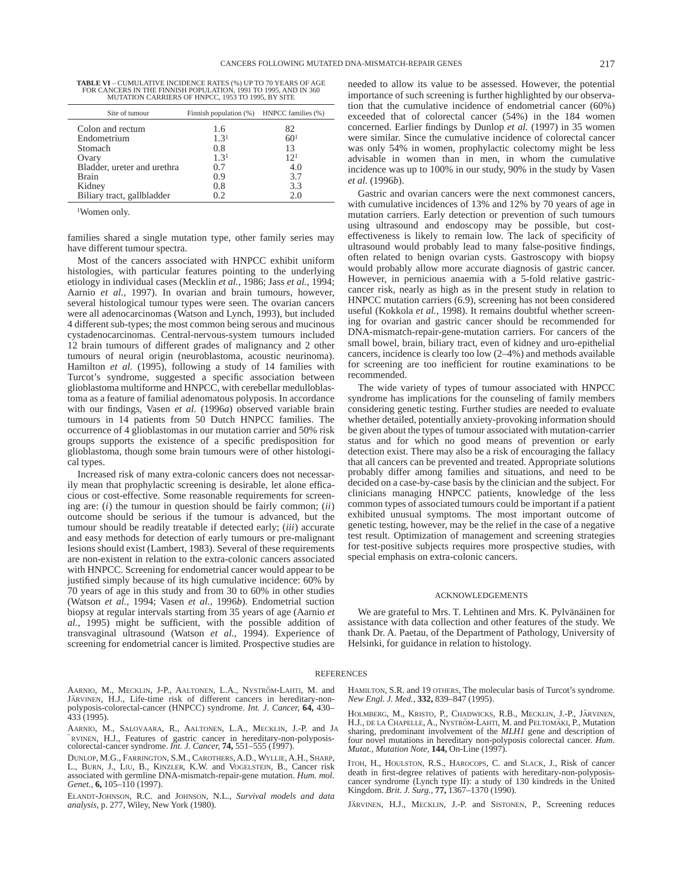**TABLE VI** – CUMULATIVE INCIDENCE RATES (%) UP TO 70 YEARS OF AGE FOR CANCERS IN THE FINNISH POPULATION, 1991 TO 1995, AND IN 360 MUTATION CARRIERS OF HNPCC, 1953 TO 1995, BY SITE

| Site of tumour | Finnish population (%) | HNPCC families (%) |
|---|---|---|
| Colon and rectum | 1.6 | 82 |
| Endometrium | 1.3[1] | 60[1] |
| Stomach | 0.8 | 13 |
| Ovary | 1.3[1] | 12[1] |
| Bladder, ureter and urethra | 0.7 | 4.0 |
| Brain | 0.9 | 3.7 |
| Kidney | 0.8 | 3.3 |
| Biliary tract, gallbladder | 0.2 | 2.0 |

[1]Women only.

families shared a single mutation type, other family series may have different tumour spectra.

Most of the cancers associated with HNPCC exhibit uniform histologies, with particular features pointing to the underlying etiology in individual cases (Mecklin *et al.,* 1986; Jass *et al.,* 1994; Aarnio *et al.,* 1997). In ovarian and brain tumours, however, several histological tumour types were seen. The ovarian cancers were all adenocarcinomas (Watson and Lynch, 1993), but included 4 different sub-types; the most common being serous and mucinous cystadenocarcinomas. Central-nervous-system tumours included 12 brain tumours of different grades of malignancy and 2 other tumours of neural origin (neuroblastoma, acoustic neurinoma). Hamilton *et al.* (1995), following a study of 14 families with Turcot's syndrome, suggested a specific association between glioblastoma multiforme and HNPCC, with cerebellar medulloblastoma as a feature of familial adenomatous polyposis. In accordance with our findings, Vasen *et al.* (1996*a*) observed variable brain tumours in 14 patients from 50 Dutch HNPCC families. The occurrence of 4 glioblastomas in our mutation carrier and 50% risk groups supports the existence of a specific predisposition for glioblastoma, though some brain tumours were of other histological types.

Increased risk of many extra-colonic cancers does not necessarily mean that prophylactic screening is desirable, let alone efficacious or cost-effective. Some reasonable requirements for screening are: (*i*) the tumour in question should be fairly common; (*ii*) outcome should be serious if the tumour is advanced, but the tumour should be readily treatable if detected early; (*iii*) accurate and easy methods for detection of early tumours or pre-malignant lesions should exist (Lambert, 1983). Several of these requirements are non-existent in relation to the extra-colonic cancers associated with HNPCC. Screening for endometrial cancer would appear to be justified simply because of its high cumulative incidence: 60% by 70 years of age in this study and from 30 to 60% in other studies (Watson *et al.,* 1994; Vasen *et al.,* 1996*b*). Endometrial suction biopsy at regular intervals starting from 35 years of age (Aarnio *et al.,* 1995) might be sufficient, with the possible addition of transvaginal ultrasound (Watson *et al.,* 1994). Experience of screening for endometrial cancer is limited. Prospective studies are needed to allow its value to be assessed. However, the potential importance of such screening is further highlighted by our observation that the cumulative incidence of endometrial cancer (60%) exceeded that of colorectal cancer (54%) in the 184 women concerned. Earlier findings by Dunlop *et al.* (1997) in 35 women were similar. Since the cumulative incidence of colorectal cancer was only 54% in women, prophylactic colectomy might be less advisable in women than in men, in whom the cumulative incidence was up to 100% in our study, 90% in the study by Vasen *et al.* (1996*b*).

Gastric and ovarian cancers were the next commonest cancers, with cumulative incidences of 13% and 12% by 70 years of age in mutation carriers. Early detection or prevention of such tumours using ultrasound and endoscopy may be possible, but cost-effectiveness is likely to remain low. The lack of specificity of ultrasound would probably lead to many false-positive findings, often related to benign ovarian cysts. Gastroscopy with biopsy would probably allow more accurate diagnosis of gastric cancer. However, in pernicious anaemia with a 5-fold relative gastric-cancer risk, nearly as high as in the present study in relation to HNPCC mutation carriers (6.9), screening has not been considered useful (Kokkola *et al.,* 1998). It remains doubtful whether screening for ovarian and gastric cancer should be recommended for DNA-mismatch-repair-gene-mutation carriers. For cancers of the small bowel, brain, biliary tract, even of kidney and uro-epithelial cancers, incidence is clearly too low (2–4%) and methods available for screening are too inefficient for routine examinations to be recommended.

The wide variety of types of tumour associated with HNPCC syndrome has implications for the counseling of family members considering genetic testing. Further studies are needed to evaluate whether detailed, potentially anxiety-provoking information should be given about the types of tumour associated with mutation-carrier status and for which no good means of prevention or early detection exist. There may also be a risk of encouraging the fallacy that all cancers can be prevented and treated. Appropriate solutions probably differ among families and situations, and need to be decided on a case-by-case basis by the clinician and the subject. For clinicians managing HNPCC patients, knowledge of the less common types of associated tumours could be important if a patient exhibited unusual symptoms. The most important outcome of genetic testing, however, may be the relief in the case of a negative test result. Optimization of management and screening strategies for test-positive subjects requires more prospective studies, with special emphasis on extra-colonic cancers.

## ACKNOWLEDGEMENTS

We are grateful to Mrs. T. Lehtinen and Mrs. K. Pylvänäinen for assistance with data collection and other features of the study. We thank Dr. A. Paetau, of the Department of Pathology, University of Helsinki, for guidance in relation to histology.

## REFERENCES

Aarnio, M., Mecklin, J-P., Aaltonen, L.A., Nyström-Lahti, M. and Järvinen, H.J., Life-time risk of different cancers in hereditary-non-polyposis-colorectal-cancer (HNPCC) syndrome. *Int. J. Cancer,* **64,** 430–433 (1995).

Aarnio, M., Salovaara, R., Aaltonen, L.A., Mecklin, J.-P. and Järvinen, H.J., Features of gastric cancer in hereditary-non-polyposis-colorectal-cancer syndrome. *Int. J. Cancer,* **74,** 551–555 (1997).

Dunlop, M.G., Farrington, S.M., Carothers, A.D., Wyllie, A.H., Sharp, L., Burn, J., Liu, B., Kinzler, K.W. and Vogelstein, B., Cancer risk associated with germline DNA-mismatch-repair-gene mutation. *Hum. mol. Genet.,* **6,** 105–110 (1997).

Elandt-Johnson, R.C. and Johnson, N.L., *Survival models and data analysis,* p. 277, Wiley, New York (1980).

Hamilton, S.R. and 19 others, The molecular basis of Turcot's syndrome. *New Engl. J. Med.,* **332,** 839–847 (1995).

Holmberg, M., Kristo, P., Chadwicks, R.B., Mecklin, J.-P., Järvinen, H.J., de la Chapelle, A., Nyström-Lahti, M. and Peltomäki, P., Mutation sharing, predominant involvement of the *MLH1* gene and description of four novel mutations in hereditary non-polyposis colorectal cancer. *Hum. Mutat., Mutation Note,* **144,** On-Line (1997).

Itoh, H., Houlston, R.S., Harocops, C. and Slack, J., Risk of cancer death in first-degree relatives of patients with hereditary-non-polyposis-cancer syndrome (Lynch type II): a study of 130 kindreds in the United Kingdom. *Brit. J. Surg.,* **77,** 1367–1370 (1990).

Järvinen, H.J., Mecklin, J.-P. and Sistonen, P., Screening reduces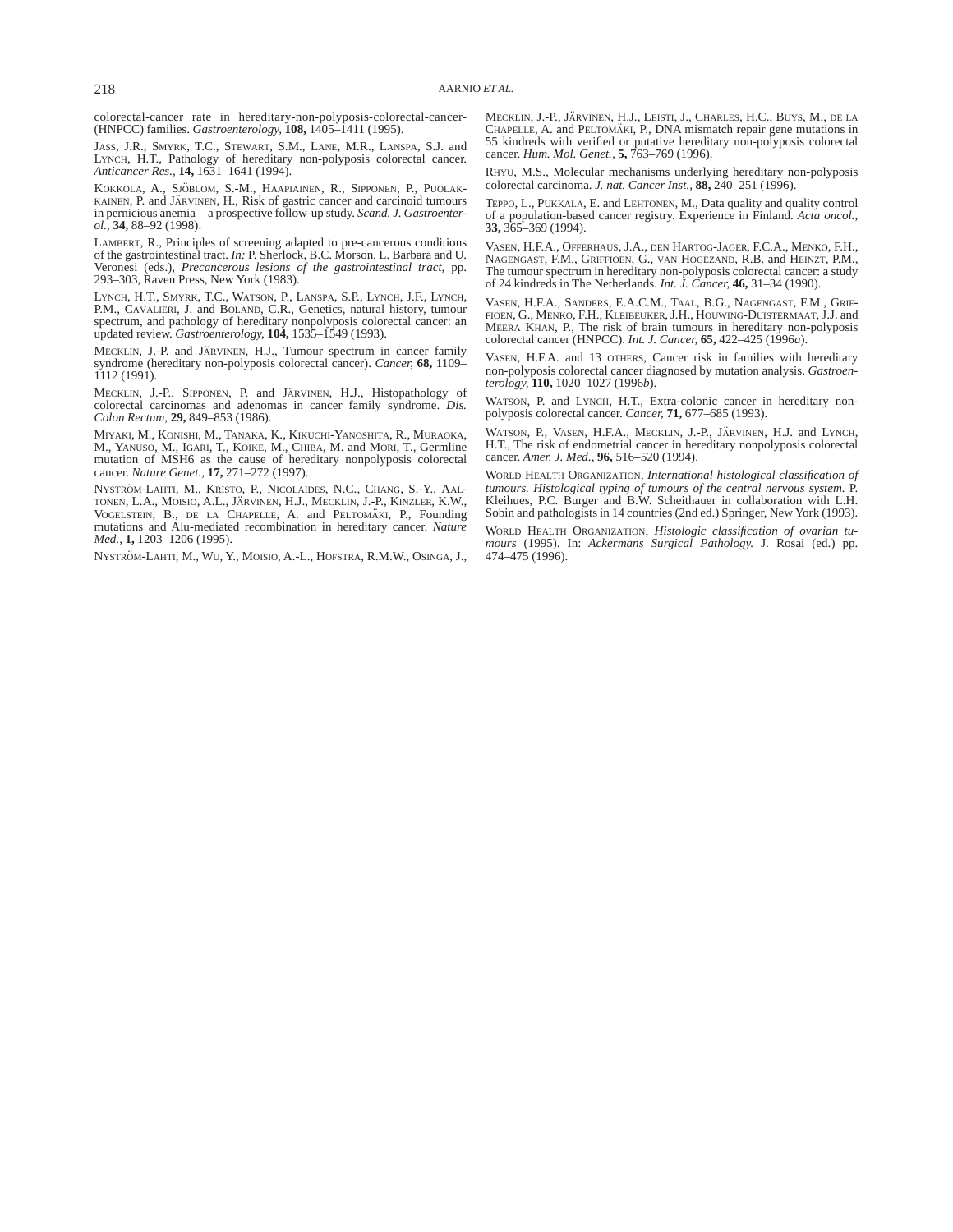colorectal-cancer rate in hereditary-non-polyposis-colorectal-cancer-(HNPCC) families. *Gastroenterology,* **108,** 1405–1411 (1995).

JASS, J.R., SMYRK, T.C., STEWART, S.M., LANE, M.R., LANSPA, S.J. and LYNCH, H.T., Pathology of hereditary non-polyposis colorectal cancer. *Anticancer Res.,* **14,** 1631–1641 (1994).

KOKKOLA, A., SJÖBLOM, S.-M., HAAPIAINEN, R., SIPPONEN, P., PUOLAKKAINEN, P. and JÄRVINEN, H., Risk of gastric cancer and carcinoid tumours in pernicious anemia—a prospective follow-up study. *Scand. J. Gastroenterol.,* **34,** 88–92 (1998).

LAMBERT, R., Principles of screening adapted to pre-cancerous conditions of the gastrointestinal tract. *In:* P. Sherlock, B.C. Morson, L. Barbara and U. Veronesi (eds.), *Precancerous lesions of the gastrointestinal tract,* pp. 293–303, Raven Press, New York (1983).

LYNCH, H.T., SMYRK, T.C., WATSON, P., LANSPA, S.P., LYNCH, J.F., LYNCH, P.M., CAVALIERI, J. and BOLAND, C.R., Genetics, natural history, tumour spectrum, and pathology of hereditary nonpolyposis colorectal cancer: an updated review. *Gastroenterology,* **104,** 1535–1549 (1993).

MECKLIN, J.-P. and JÄRVINEN, H.J., Tumour spectrum in cancer family syndrome (hereditary non-polyposis colorectal cancer). *Cancer,* **68,** 1109–1112 (1991).

MECKLIN, J.-P., SIPPONEN, P. and JÄRVINEN, H.J., Histopathology of colorectal carcinomas and adenomas in cancer family syndrome. *Dis. Colon Rectum,* **29,** 849–853 (1986).

MIYAKI, M., KONISHI, M., TANAKA, K., KIKUCHI-YANOSHITA, R., MURAOKA, M., YANUSO, M., IGARI, T., KOIKE, M., CHIBA, M. and MORI, T., Germline mutation of MSH6 as the cause of hereditary nonpolyposis colorectal cancer. *Nature Genet.,* **17,** 271–272 (1997).

NYSTRÖM-LAHTI, M., KRISTO, P., NICOLAIDES, N.C., CHANG, S.-Y., AALTONEN, L.A., MOISIO, A.L., JÄRVINEN, H.J., MECKLIN, J.-P., KINZLER, K.W., VOGELSTEIN, B., DE LA CHAPELLE, A. and PELTOMÄKI, P., Founding mutations and Alu-mediated recombination in hereditary cancer. *Nature Med.,* **1,** 1203–1206 (1995).

NYSTRÖM-LAHTI, M., WU, Y., MOISIO, A.-L., HOFSTRA, R.M.W., OSINGA, J., MECKLIN, J.-P., JÄRVINEN, H.J., LEISTI, J., CHARLES, H.C., BUYS, M., DE LA CHAPELLE, A. and PELTOMÄKI, P., DNA mismatch repair gene mutations in 55 kindreds with verified or putative hereditary non-polyposis colorectal cancer. *Hum. Mol. Genet.,* **5,** 763–769 (1996).

RHYU, M.S., Molecular mechanisms underlying hereditary non-polyposis colorectal carcinoma. *J. nat. Cancer Inst.,* **88,** 240–251 (1996).

TEPPO, L., PUKKALA, E. and LEHTONEN, M., Data quality and quality control of a population-based cancer registry. Experience in Finland. *Acta oncol.,* **33,** 365–369 (1994).

VASEN, H.F.A., OFFERHAUS, J.A., DEN HARTOG-JAGER, F.C.A., MENKO, F.H., NAGENGAST, F.M., GRIFFIOEN, G., VAN HOGEZAND, R.B. and HEINZT, P.M., The tumour spectrum in hereditary non-polyposis colorectal cancer: a study of 24 kindreds in The Netherlands. *Int. J. Cancer,* **46,** 31–34 (1990).

VASEN, H.F.A., SANDERS, E.A.C.M., TAAL, B.G., NAGENGAST, F.M., GRIFFIOEN, G., MENKO, F.H., KLEIBEUKER, J.H., HOUWING-DUISTERMAAT, J.J. and MEERA KHAN, P., The risk of brain tumours in hereditary non-polyposis colorectal cancer (HNPCC). *Int. J. Cancer,* **65,** 422–425 (1996*a*).

VASEN, H.F.A. and 13 OTHERS, Cancer risk in families with hereditary non-polyposis colorectal cancer diagnosed by mutation analysis. *Gastroenterology,* **110,** 1020–1027 (1996*b*).

WATSON, P. and LYNCH, H.T., Extra-colonic cancer in hereditary non-polyposis colorectal cancer. *Cancer,* **71,** 677–685 (1993).

WATSON, P., VASEN, H.F.A., MECKLIN, J.-P., JÄRVINEN, H.J. and LYNCH, H.T., The risk of endometrial cancer in hereditary nonpolyposis colorectal cancer. *Amer. J. Med.,* **96,** 516–520 (1994).

WORLD HEALTH ORGANIZATION, *International histological classification of tumours. Histological typing of tumours of the central nervous system.* P. Kleihues, P.C. Burger and B.W. Scheithauer in collaboration with L.H. Sobin and pathologists in 14 countries (2nd ed.) Springer, New York (1993).

WORLD HEALTH ORGANIZATION, *Histologic classification of ovarian tumours* (1995). In: *Ackermans Surgical Pathology.* J. Rosai (ed.) pp. 474–475 (1996).